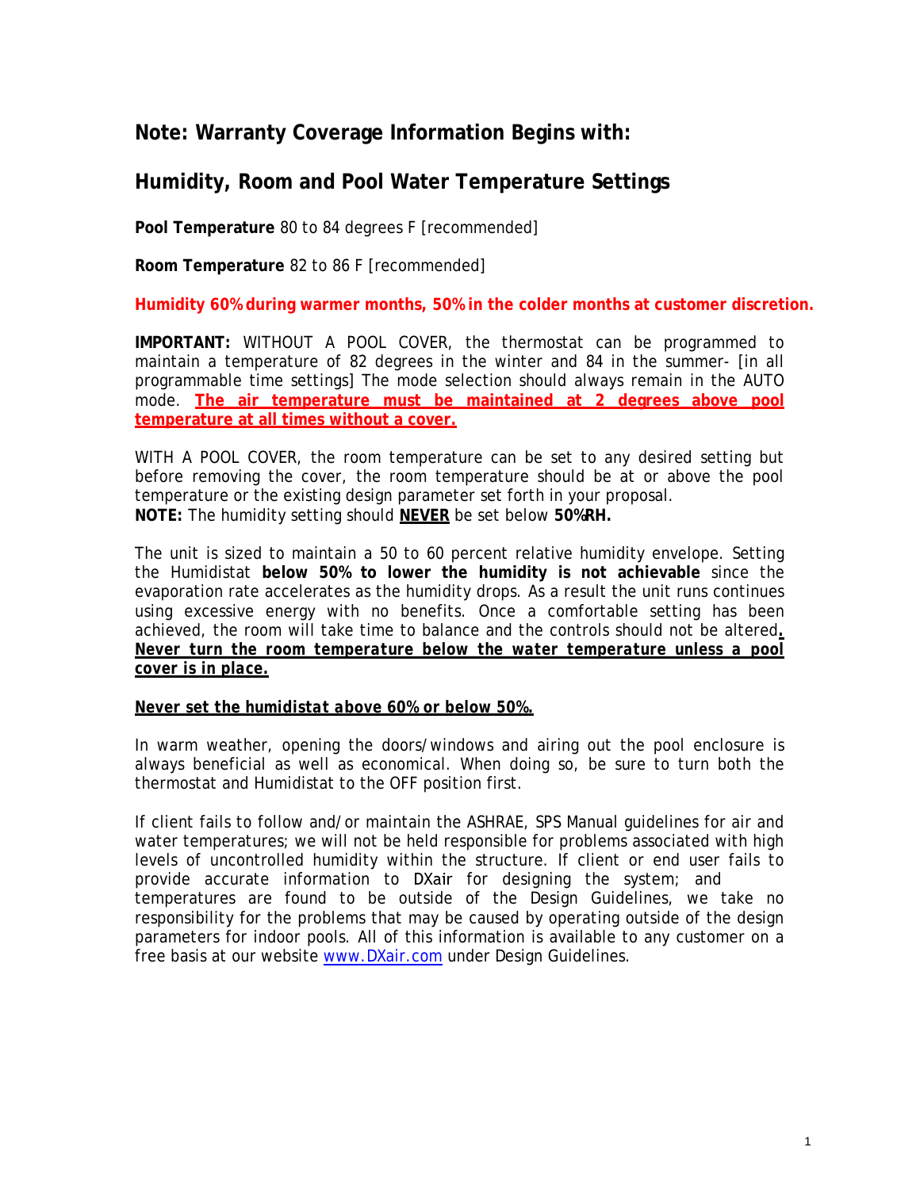## Note: Warranty Coverage Information Begins with:

## Humidity, Room and Pool Water Temperature Settings

**Pool Temperature** 80 to 84 degrees F [recommended]

**Room Temperature** 82 to 86 F [recommended]

**Humidity 60% during warmer months, 50% in the colder months at customer discretion.**

**IMPORTANT:** WITHOUT A POOL COVER, the thermostat can be programmed to maintain a temperature of 82 degrees in the winter and 84 in the summer- [in all programmable time settings] The mode selection should always remain in the AUTO mode. **<u>The air temperature must be maintained at 2 degrees above pool temperature at all times without a cover.</u>**

WITH A POOL COVER, the room temperature can be set to any desired setting but before removing the cover, the room temperature should be at or above the pool temperature or the existing design parameter set forth in your proposal.
**NOTE:** The humidity setting should **<u>NEVER</u>** be set below **50%RH.**

The unit is sized to maintain a 50 to 60 percent relative humidity envelope. Setting the Humidistat **below 50% to lower the humidity is not achievable** since the evaporation rate accelerates as the humidity drops. As a result the unit runs continues using excessive energy with no benefits. Once a comfortable setting has been achieved, the room will take time to balance and the controls should not be altered**<u>. *Never turn the room temperature below the water temperature unless a pool cover is in place.*</u>**

***<u>Never set the humidistat above 60% or below 50%.</u>***

In warm weather, opening the doors/windows and airing out the pool enclosure is always beneficial as well as economical. When doing so, be sure to turn both the thermostat and Humidistat to the OFF position first.

If client fails to follow and/or maintain the ASHRAE, SPS Manual guidelines for air and water temperatures; we will not be held responsible for problems associated with high levels of uncontrolled humidity within the structure. If client or end user fails to provide accurate information to DXair for designing the system; and temperatures are found to be outside of the Design Guidelines, we take no responsibility for the problems that may be caused by operating outside of the design parameters for indoor pools. All of this information is available to any customer on a free basis at our website www.DXair.com under Design Guidelines.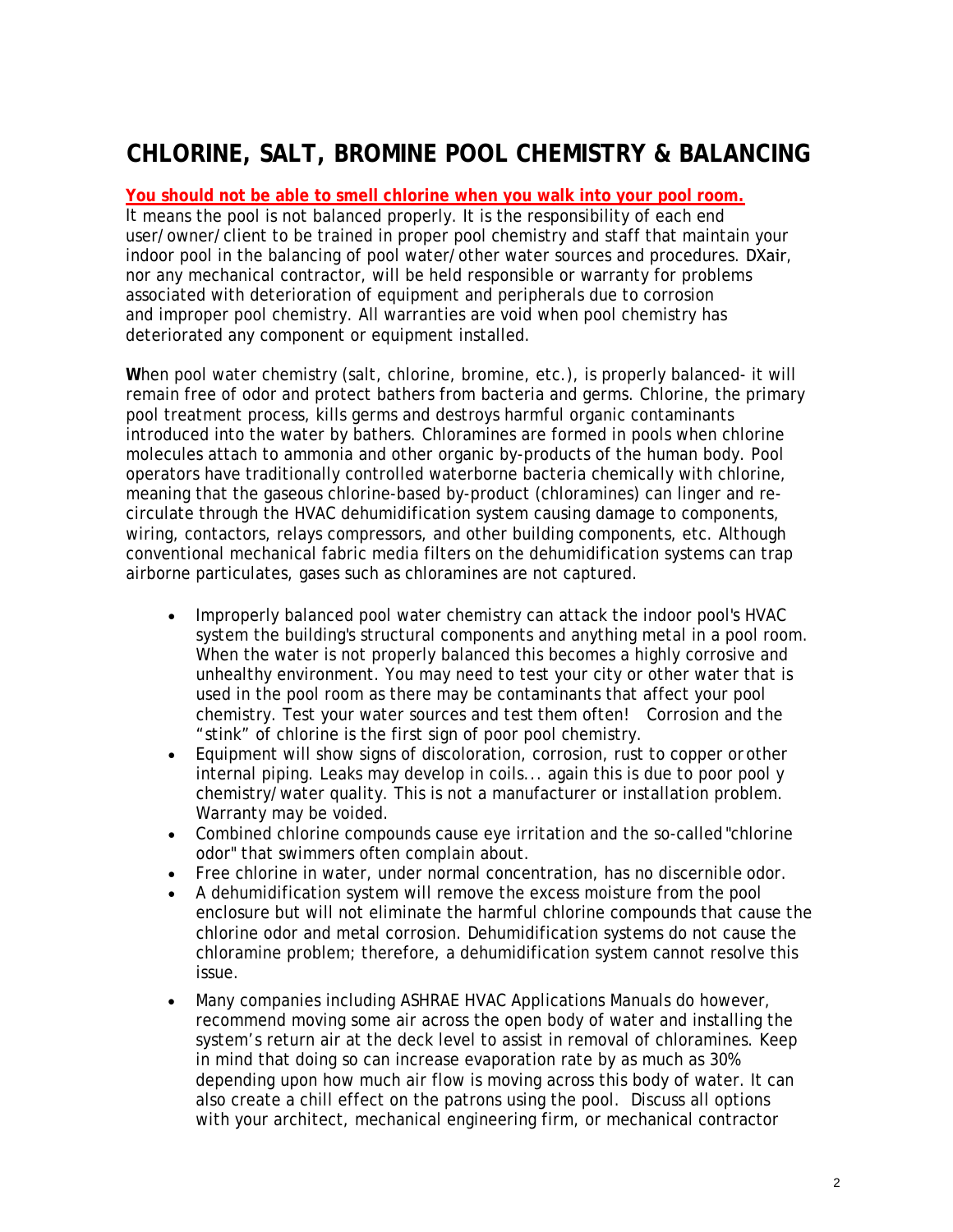# CHLORINE, SALT, BROMINE POOL CHEMISTRY & BALANCING

**<u>You should not be able to smell chlorine when you walk into your pool room.</u>**
It means the pool is not balanced properly. It is the responsibility of each end user/owner/client to be trained in proper pool chemistry and staff that maintain your indoor pool in the balancing of pool water/other water sources and procedures. DXair, nor any mechanical contractor, will be held responsible or warranty for problems associated with deterioration of equipment and peripherals due to corrosion and improper pool chemistry. All warranties are void when pool chemistry has deteriorated any component or equipment installed.

**W**hen pool water chemistry (salt, chlorine, bromine, etc.), is properly balanced- it will remain free of odor and protect bathers from bacteria and germs. Chlorine, the primary pool treatment process, kills germs and destroys harmful organic contaminants introduced into the water by bathers. Chloramines are formed in pools when chlorine molecules attach to ammonia and other organic by-products of the human body. Pool operators have traditionally controlled waterborne bacteria chemically with chlorine, meaning that the gaseous chlorine-based by-product (chloramines) can linger and re-circulate through the HVAC dehumidification system causing damage to components, wiring, contactors, relays compressors, and other building components, etc. Although conventional mechanical fabric media filters on the dehumidification systems can trap airborne particulates, gases such as chloramines are not captured.

- Improperly balanced pool water chemistry can attack the indoor pool's HVAC system the building's structural components and anything metal in a pool room. When the water is not properly balanced this becomes a highly corrosive and unhealthy environment. You may need to test your city or other water that is used in the pool room as there may be contaminants that affect your pool chemistry. Test your water sources and test them often! Corrosion and the "stink" of chlorine is the first sign of poor pool chemistry.
- Equipment will show signs of discoloration, corrosion, rust to copper or other internal piping. Leaks may develop in coils... again this is due to poor pool y chemistry/water quality. This is not a manufacturer or installation problem. Warranty may be voided.
- Combined chlorine compounds cause eye irritation and the so-called "chlorine odor" that swimmers often complain about.
- Free chlorine in water, under normal concentration, has no discernible odor.
- A dehumidification system will remove the excess moisture from the pool enclosure but will not eliminate the harmful chlorine compounds that cause the chlorine odor and metal corrosion. Dehumidification systems do not cause the chloramine problem; therefore, a dehumidification system cannot resolve this issue.
- Many companies including ASHRAE HVAC Applications Manuals do however, recommend moving some air across the open body of water and installing the system's return air at the deck level to assist in removal of chloramines. Keep in mind that doing so can increase evaporation rate by as much as 30% depending upon how much air flow is moving across this body of water. It can also create a chill effect on the patrons using the pool. Discuss all options with your architect, mechanical engineering firm, or mechanical contractor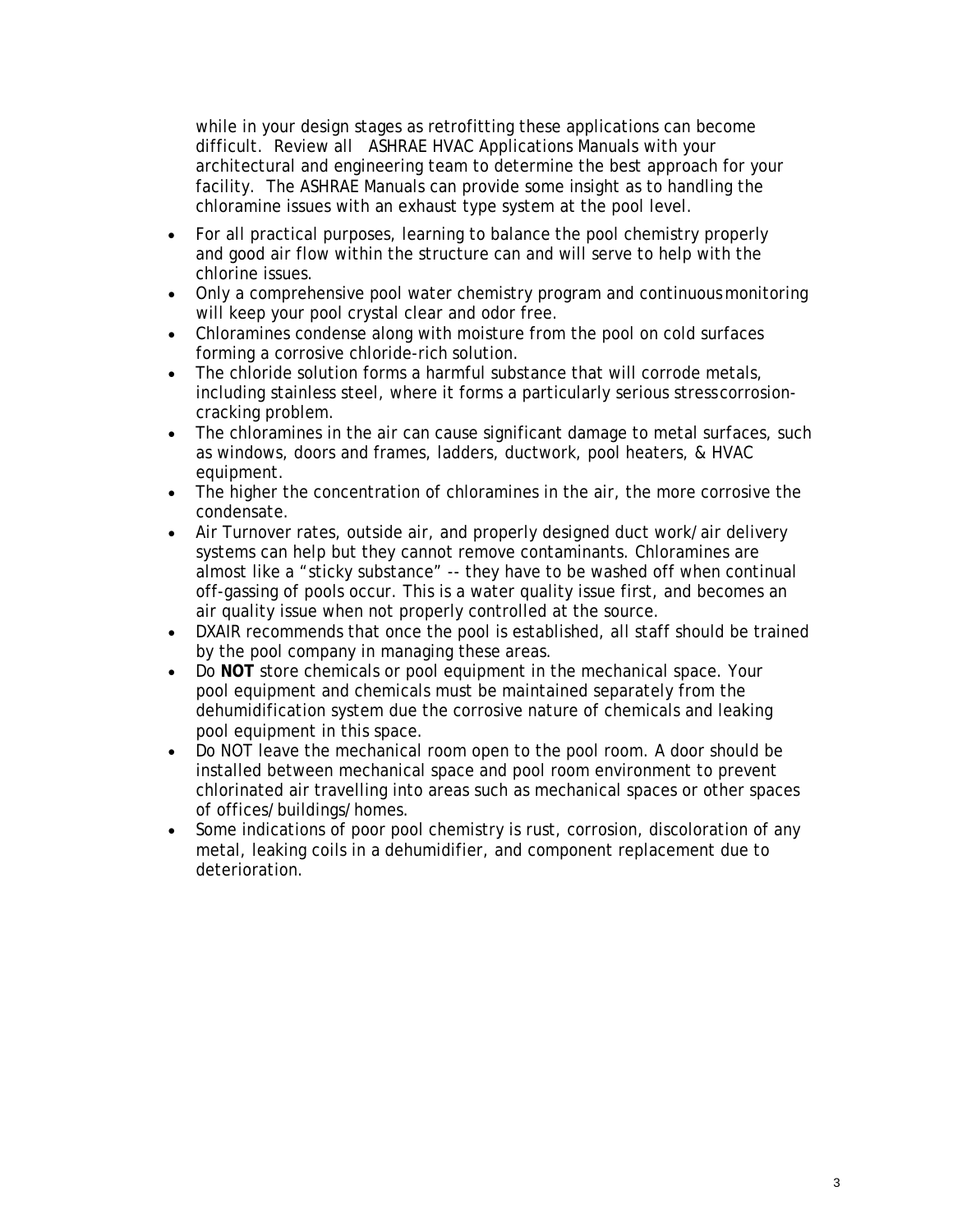while in your design stages as retrofitting these applications can become difficult. Review all ASHRAE HVAC Applications Manuals with your architectural and engineering team to determine the best approach for your facility. The ASHRAE Manuals can provide some insight as to handling the chloramine issues with an exhaust type system at the pool level.

- For all practical purposes, learning to balance the pool chemistry properly and good air flow within the structure can and will serve to help with the chlorine issues.
- Only a comprehensive pool water chemistry program and continuous monitoring will keep your pool crystal clear and odor free.
- Chloramines condense along with moisture from the pool on cold surfaces forming a corrosive chloride-rich solution.
- The chloride solution forms a harmful substance that will corrode metals, including stainless steel, where it forms a particularly serious stress corrosion-cracking problem.
- The chloramines in the air can cause significant damage to metal surfaces, such as windows, doors and frames, ladders, ductwork, pool heaters, & HVAC equipment.
- The higher the concentration of chloramines in the air, the more corrosive the condensate.
- Air Turnover rates, outside air, and properly designed duct work/air delivery systems can help but they cannot remove contaminants. Chloramines are almost like a "sticky substance" -- they have to be washed off when continual off-gassing of pools occur. This is a water quality issue first, and becomes an air quality issue when not properly controlled at the source.
- DXAIR recommends that once the pool is established, all staff should be trained by the pool company in managing these areas.
- Do **NOT** store chemicals or pool equipment in the mechanical space. Your pool equipment and chemicals must be maintained separately from the dehumidification system due the corrosive nature of chemicals and leaking pool equipment in this space.
- Do NOT leave the mechanical room open to the pool room. A door should be installed between mechanical space and pool room environment to prevent chlorinated air travelling into areas such as mechanical spaces or other spaces of offices/buildings/homes.
- Some indications of poor pool chemistry is rust, corrosion, discoloration of any metal, leaking coils in a dehumidifier, and component replacement due to deterioration.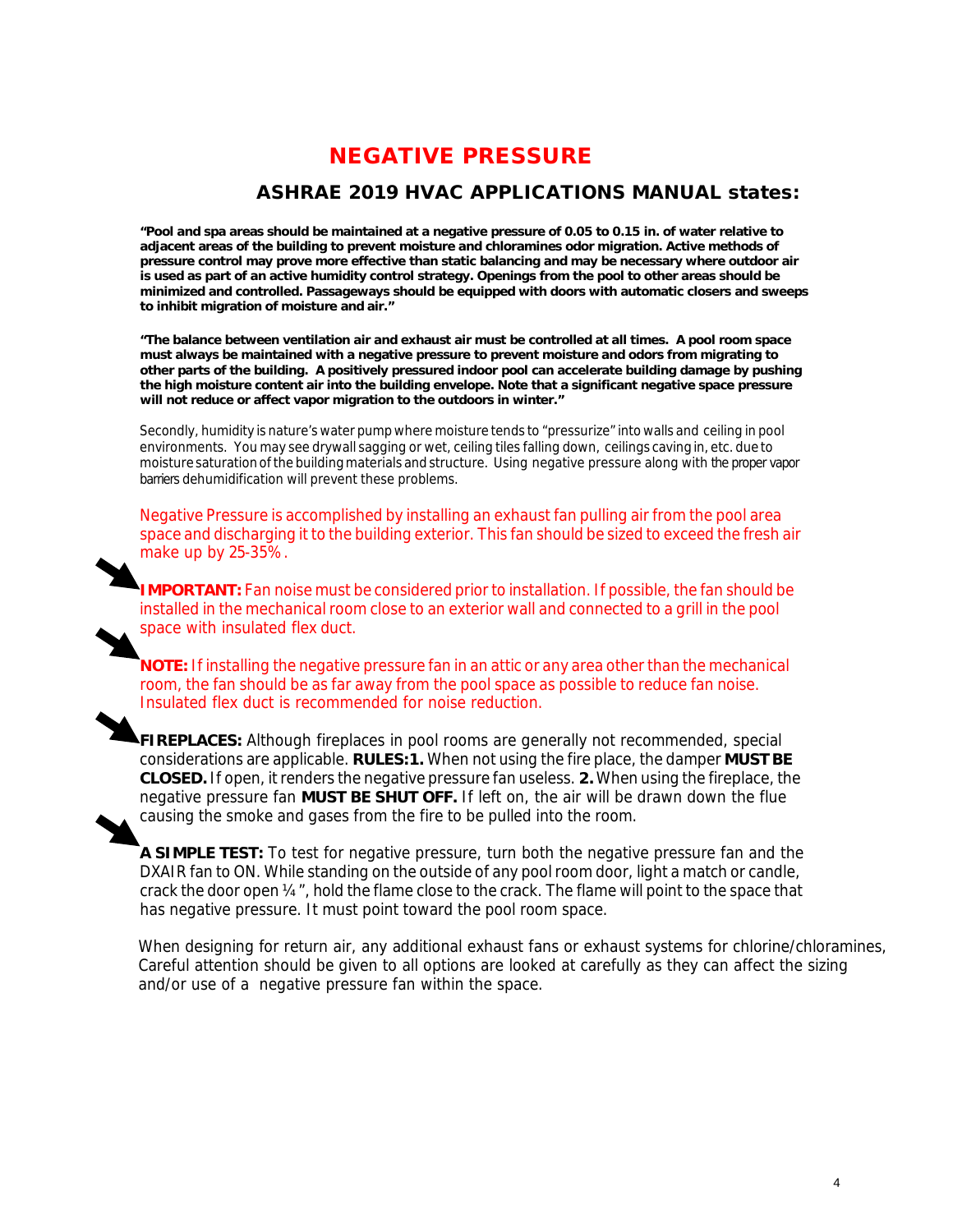# NEGATIVE PRESSURE

## ASHRAE 2019 HVAC APPLICATIONS MANUAL states:

**"Pool and spa areas should be maintained at a negative pressure of 0.05 to 0.15 in. of water relative to adjacent areas of the building to prevent moisture and chloramines odor migration. Active methods of pressure control may prove more effective than static balancing and may be necessary where outdoor air is used as part of an active humidity control strategy. Openings from the pool to other areas should be minimized and controlled. Passageways should be equipped with doors with automatic closers and sweeps to inhibit migration of moisture and air."**

**"The balance between ventilation air and exhaust air must be controlled at all times. A pool room space must always be maintained with a negative pressure to prevent moisture and odors from migrating to other parts of the building. A positively pressured indoor pool can accelerate building damage by pushing the high moisture content air into the building envelope. Note that a significant negative space pressure will not reduce or affect vapor migration to the outdoors in winter."**

Secondly, humidity is nature's water pump where moisture tends to "pressurize" into walls and ceiling in pool environments. You may see drywall sagging or wet, ceiling tiles falling down, ceilings caving in, etc. due to moisture saturation of the building materials and structure. Using negative pressure along with the proper vapor barriers dehumidification will prevent these problems.

Negative Pressure is accomplished by installing an exhaust fan pulling air from the pool area space and discharging it to the building exterior. This fan should be sized to exceed the fresh air make up by 25-35%.

**IMPORTANT:** Fan noise must be considered prior to installation. If possible, the fan should be installed in the mechanical room close to an exterior wall and connected to a grill in the pool space with insulated flex duct.

**NOTE:** If installing the negative pressure fan in an attic or any area other than the mechanical room, the fan should be as far away from the pool space as possible to reduce fan noise. Insulated flex duct is recommended for noise reduction.

**FIREPLACES:** Although fireplaces in pool rooms are generally not recommended, special considerations are applicable. **RULES:1.** When not using the fire place, the damper **MUST BE CLOSED.** If open, it renders the negative pressure fan useless. **2.** When using the fireplace, the negative pressure fan **MUST BE SHUT OFF.** If left on, the air will be drawn down the flue causing the smoke and gases from the fire to be pulled into the room.

**A SIMPLE TEST:** To test for negative pressure, turn both the negative pressure fan and the DXAIR fan to ON. While standing on the outside of any pool room door, light a match or candle, crack the door open ¼", hold the flame close to the crack. The flame will point to the space that has negative pressure. It must point toward the pool room space.

When designing for return air, any additional exhaust fans or exhaust systems for chlorine/chloramines, Careful attention should be given to all options are looked at carefully as they can affect the sizing and/or use of a negative pressure fan within the space.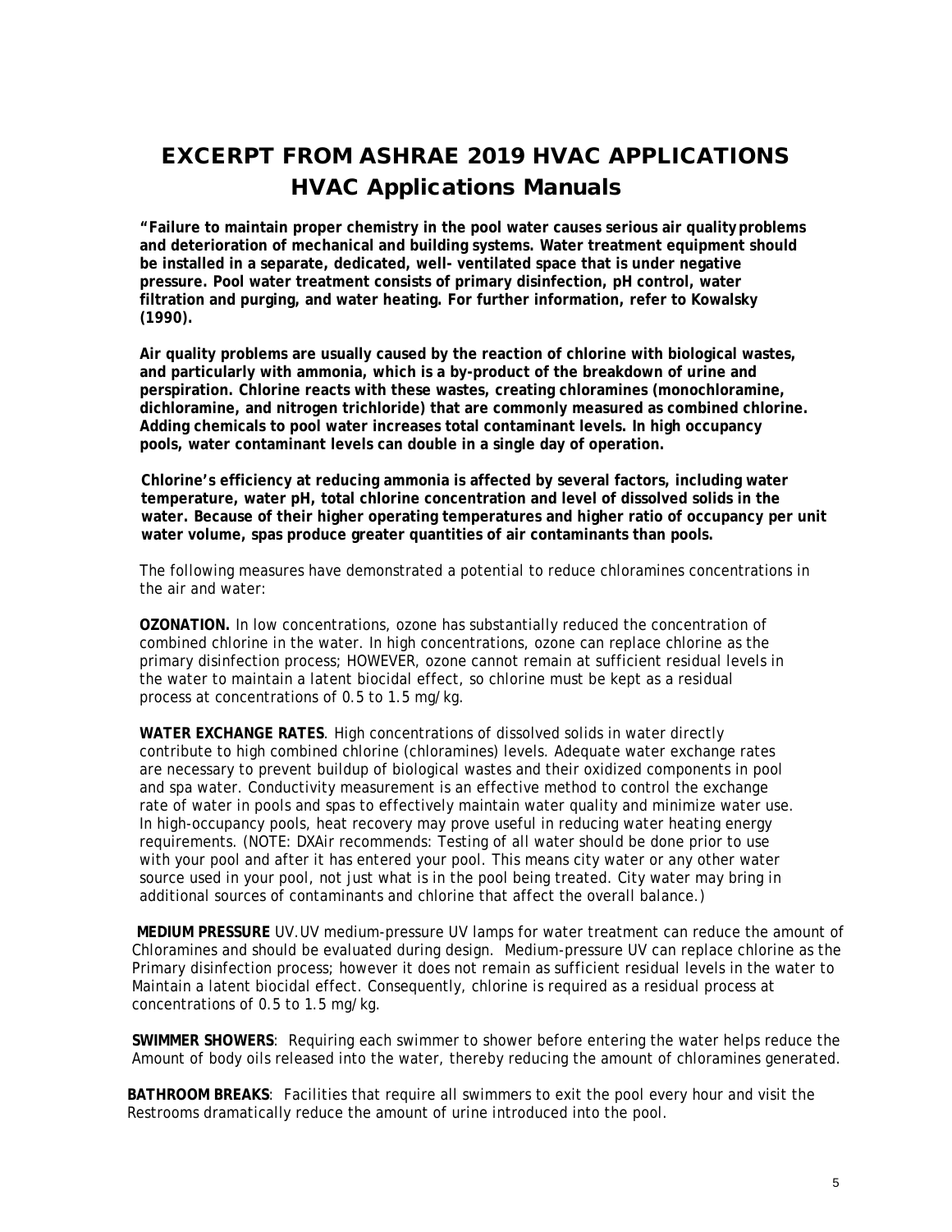# EXCERPT FROM ASHRAE 2019 HVAC APPLICATIONS

## HVAC Applications Manuals

**"Failure to maintain proper chemistry in the pool water causes serious air quality problems and deterioration of mechanical and building systems. Water treatment equipment should be installed in a separate, dedicated, well- ventilated space that is under negative pressure. Pool water treatment consists of primary disinfection, pH control, water filtration and purging, and water heating. For further information, refer to Kowalsky (1990).**

**Air quality problems are usually caused by the reaction of chlorine with biological wastes, and particularly with ammonia, which is a by-product of the breakdown of urine and perspiration. Chlorine reacts with these wastes, creating chloramines (monochloramine, dichloramine, and nitrogen trichloride) that are commonly measured as combined chlorine. Adding chemicals to pool water increases total contaminant levels. In high occupancy pools, water contaminant levels can double in a single day of operation.**

**Chlorine's efficiency at reducing ammonia is affected by several factors, including water temperature, water pH, total chlorine concentration and level of dissolved solids in the water. Because of their higher operating temperatures and higher ratio of occupancy per unit water volume, spas produce greater quantities of air contaminants than pools.**

The following measures have demonstrated a potential to reduce chloramines concentrations in the air and water:

**OZONATION.** In low concentrations, ozone has substantially reduced the concentration of combined chlorine in the water. In high concentrations, ozone can replace chlorine as the primary disinfection process; HOWEVER, ozone cannot remain at sufficient residual levels in the water to maintain a latent biocidal effect, so chlorine must be kept as a residual process at concentrations of 0.5 to 1.5 mg/kg.

**WATER EXCHANGE RATES**. High concentrations of dissolved solids in water directly contribute to high combined chlorine (chloramines) levels. Adequate water exchange rates are necessary to prevent buildup of biological wastes and their oxidized components in pool and spa water. Conductivity measurement is an effective method to control the exchange rate of water in pools and spas to effectively maintain water quality and minimize water use. In high-occupancy pools, heat recovery may prove useful in reducing water heating energy requirements. (NOTE: DXAir recommends: Testing of all water should be done prior to use with your pool and after it has entered your pool. This means city water or any other water source used in your pool, not just what is in the pool being treated. City water may bring in additional sources of contaminants and chlorine that affect the overall balance.)

**MEDIUM PRESSURE** UV.UV medium-pressure UV lamps for water treatment can reduce the amount of Chloramines and should be evaluated during design. Medium-pressure UV can replace chlorine as the Primary disinfection process; however it does not remain as sufficient residual levels in the water to Maintain a latent biocidal effect. Consequently, chlorine is required as a residual process at concentrations of 0.5 to 1.5 mg/kg.

**SWIMMER SHOWERS**: Requiring each swimmer to shower before entering the water helps reduce the Amount of body oils released into the water, thereby reducing the amount of chloramines generated.

**BATHROOM BREAKS**: Facilities that require all swimmers to exit the pool every hour and visit the Restrooms dramatically reduce the amount of urine introduced into the pool.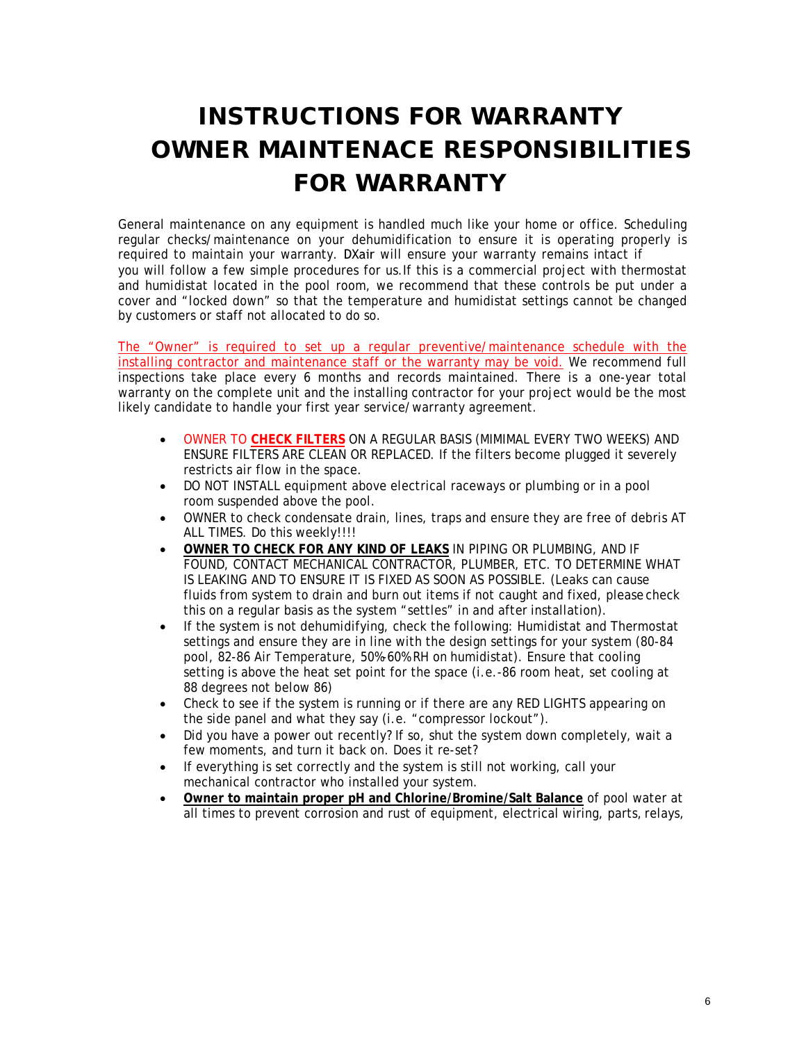# INSTRUCTIONS FOR WARRANTY OWNER MAINTENACE RESPONSIBILITIES FOR WARRANTY

General maintenance on any equipment is handled much like your home or office. Scheduling regular checks/maintenance on your dehumidification to ensure it is operating properly is required to maintain your warranty. DXair will ensure your warranty remains intact if you will follow a few simple procedures for us.If this is a commercial project with thermostat and humidistat located in the pool room, we recommend that these controls be put under a cover and "locked down" so that the temperature and humidistat settings cannot be changed by customers or staff not allocated to do so.

<u>The "Owner" is required to set up a regular preventive/maintenance schedule with the installing contractor and maintenance staff or the warranty may be void.</u> We recommend full inspections take place every 6 months and records maintained. There is a one-year total warranty on the complete unit and the installing contractor for your project would be the most likely candidate to handle your first year service/warranty agreement.

- OWNER TO **<u>CHECK FILTERS</u>** ON A REGULAR BASIS (MIMIMAL EVERY TWO WEEKS) AND ENSURE FILTERS ARE CLEAN OR REPLACED. If the filters become plugged it severely restricts air flow in the space.
- DO NOT INSTALL equipment above electrical raceways or plumbing or in a pool room suspended above the pool.
- OWNER to check condensate drain, lines, traps and ensure they are free of debris AT ALL TIMES. Do this weekly!!!!
- **<u>OWNER TO CHECK FOR ANY KIND OF LEAKS</u>** IN PIPING OR PLUMBING, AND IF FOUND, CONTACT MECHANICAL CONTRACTOR, PLUMBER, ETC. TO DETERMINE WHAT IS LEAKING AND TO ENSURE IT IS FIXED AS SOON AS POSSIBLE. (Leaks can cause fluids from system to drain and burn out items if not caught and fixed, please check this on a regular basis as the system "settles" in and after installation).
- If the system is not dehumidifying, check the following: Humidistat and Thermostat settings and ensure they are in line with the design settings for your system (80-84 pool, 82-86 Air Temperature, 50%-60% RH on humidistat). Ensure that cooling setting is above the heat set point for the space (i.e.-86 room heat, set cooling at 88 degrees not below 86)
- Check to see if the system is running or if there are any RED LIGHTS appearing on the side panel and what they say (i.e. "compressor lockout").
- Did you have a power out recently? If so, shut the system down completely, wait a few moments, and turn it back on. Does it re-set?
- If everything is set correctly and the system is still not working, call your mechanical contractor who installed your system.
- **<u>Owner to maintain proper pH and Chlorine/Bromine/Salt Balance</u>** of pool water at all times to prevent corrosion and rust of equipment, electrical wiring, parts, relays,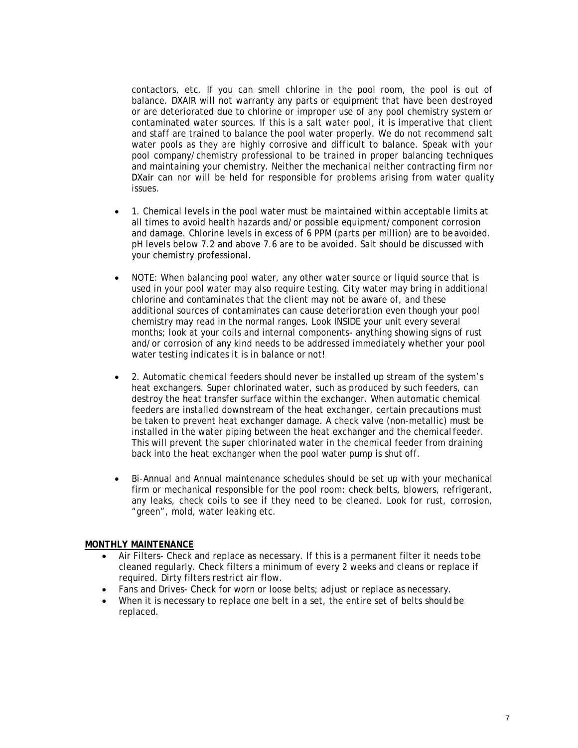contactors, etc. If you can smell chlorine in the pool room, the pool is out of balance. DXAIR will not warranty any parts or equipment that have been destroyed or are deteriorated due to chlorine or improper use of any pool chemistry system or contaminated water sources. If this is a salt water pool, it is imperative that client and staff are trained to balance the pool water properly. We do not recommend salt water pools as they are highly corrosive and difficult to balance. Speak with your pool company/chemistry professional to be trained in proper balancing techniques and maintaining your chemistry. Neither the mechanical neither contracting firm nor DXair can nor will be held for responsible for problems arising from water quality issues.

- 1. Chemical levels in the pool water must be maintained within acceptable limits at all times to avoid health hazards and/or possible equipment/component corrosion and damage. Chlorine levels in excess of 6 PPM (parts per million) are to be avoided. pH levels below 7.2 and above 7.6 are to be avoided. Salt should be discussed with your chemistry professional.
- NOTE: When balancing pool water, any other water source or liquid source that is used in your pool water may also require testing. City water may bring in additional chlorine and contaminates that the client may not be aware of, and these additional sources of contaminates can cause deterioration even though your pool chemistry may read in the normal ranges. Look INSIDE your unit every several months; look at your coils and internal components- anything showing signs of rust and/or corrosion of any kind needs to be addressed immediately whether your pool water testing indicates it is in balance or not!
- 2. Automatic chemical feeders should never be installed up stream of the system's heat exchangers. Super chlorinated water, such as produced by such feeders, can destroy the heat transfer surface within the exchanger. When automatic chemical feeders are installed downstream of the heat exchanger, certain precautions must be taken to prevent heat exchanger damage. A check valve (non-metallic) must be installed in the water piping between the heat exchanger and the chemical feeder. This will prevent the super chlorinated water in the chemical feeder from draining back into the heat exchanger when the pool water pump is shut off.
- Bi-Annual and Annual maintenance schedules should be set up with your mechanical firm or mechanical responsible for the pool room: check belts, blowers, refrigerant, any leaks, check coils to see if they need to be cleaned. Look for rust, corrosion, "green", mold, water leaking etc.

**MONTHLY MAINTENANCE**

- Air Filters- Check and replace as necessary. If this is a permanent filter it needs to be cleaned regularly. Check filters a minimum of every 2 weeks and cleans or replace if required. Dirty filters restrict air flow.
- Fans and Drives- Check for worn or loose belts; adjust or replace as necessary.
- When it is necessary to replace one belt in a set, the entire set of belts should be replaced.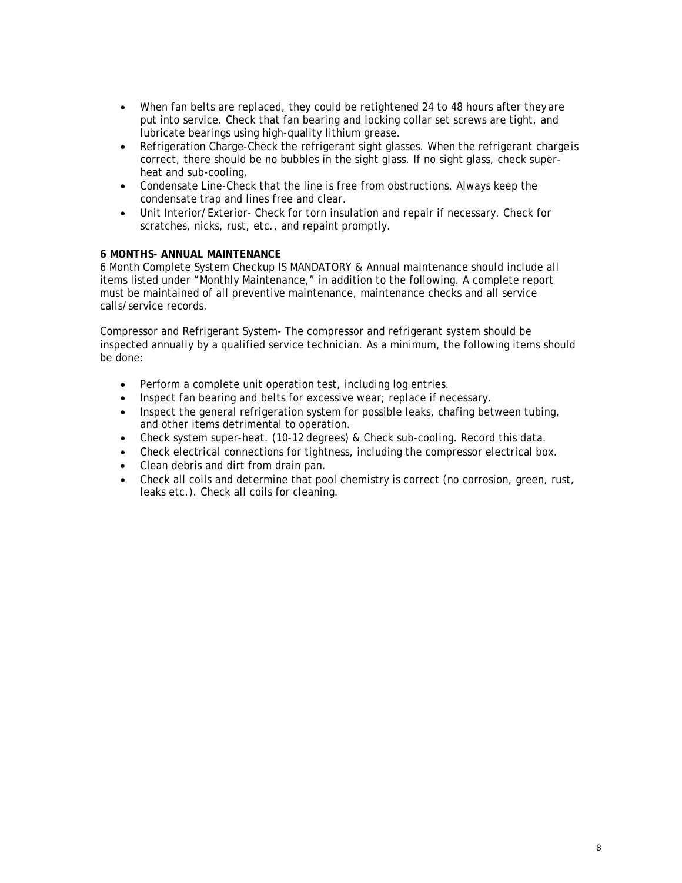- When fan belts are replaced, they could be retightened 24 to 48 hours after they are put into service. Check that fan bearing and locking collar set screws are tight, and lubricate bearings using high-quality lithium grease.
- Refrigeration Charge-Check the refrigerant sight glasses. When the refrigerant charge is correct, there should be no bubbles in the sight glass. If no sight glass, check super-heat and sub-cooling.
- Condensate Line-Check that the line is free from obstructions. Always keep the condensate trap and lines free and clear.
- Unit Interior/Exterior- Check for torn insulation and repair if necessary. Check for scratches, nicks, rust, etc., and repaint promptly.

**6 MONTHS- ANNUAL MAINTENANCE**

6 Month Complete System Checkup IS MANDATORY & Annual maintenance should include all items listed under "Monthly Maintenance," in addition to the following. A complete report must be maintained of all preventive maintenance, maintenance checks and all service calls/service records.

Compressor and Refrigerant System- The compressor and refrigerant system should be inspected annually by a qualified service technician. As a minimum, the following items should be done:

- Perform a complete unit operation test, including log entries.
- Inspect fan bearing and belts for excessive wear; replace if necessary.
- Inspect the general refrigeration system for possible leaks, chafing between tubing, and other items detrimental to operation.
- Check system super-heat. (10-12 degrees) & Check sub-cooling. Record this data.
- Check electrical connections for tightness, including the compressor electrical box.
- Clean debris and dirt from drain pan.
- Check all coils and determine that pool chemistry is correct (no corrosion, green, rust, leaks etc.). Check all coils for cleaning.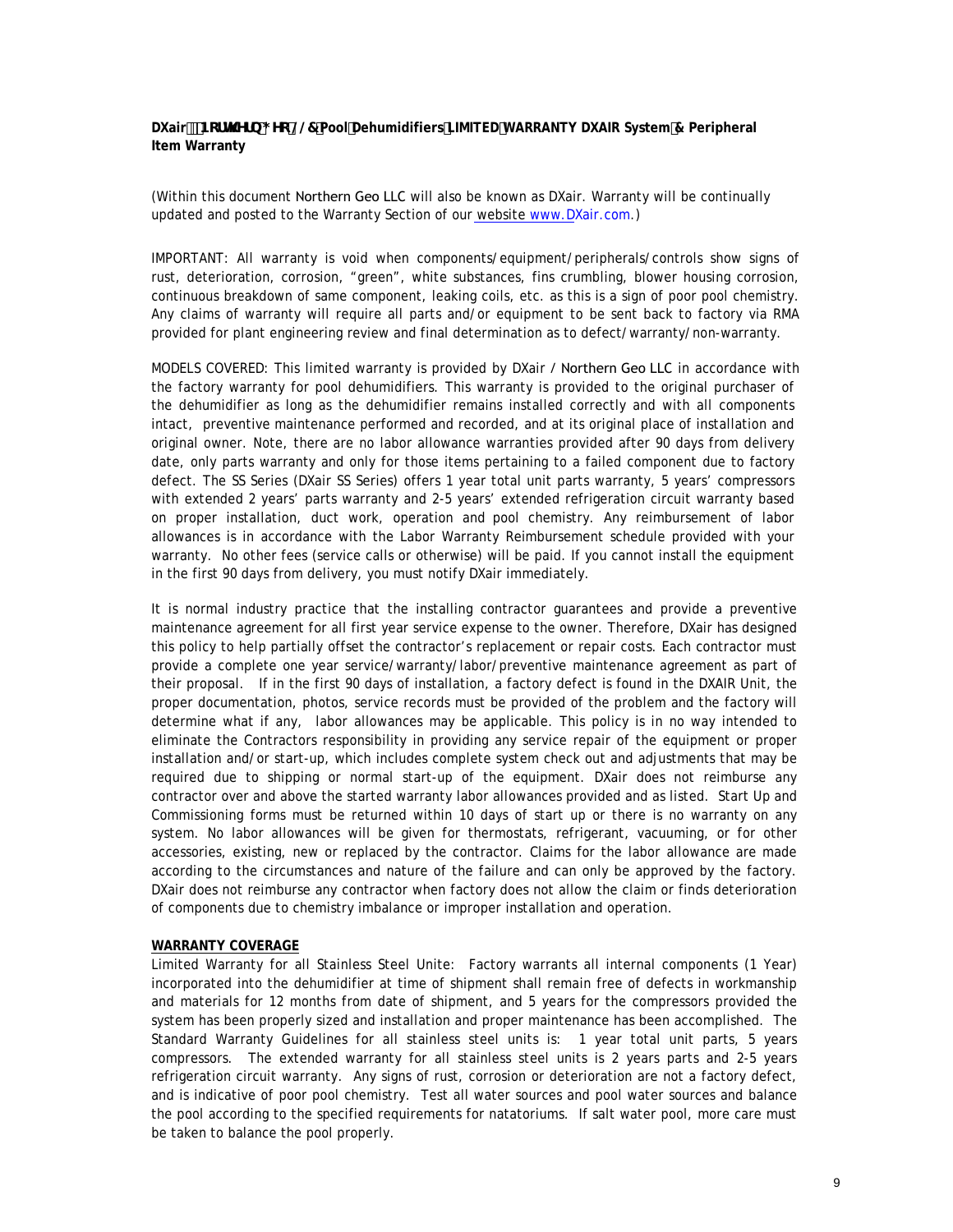**DXair / Northern Geo LLC Pool Dehumidifiers LIMITED WARRANTY DXAIR System & Peripheral Item Warranty**

(Within this document Northern Geo LLC will also be known as DXair. Warranty will be continually updated and posted to the Warranty Section of our website www.DXair.com.)

IMPORTANT: All warranty is void when components/equipment/peripherals/controls show signs of rust, deterioration, corrosion, "green", white substances, fins crumbling, blower housing corrosion, continuous breakdown of same component, leaking coils, etc. as this is a sign of poor pool chemistry. Any claims of warranty will require all parts and/or equipment to be sent back to factory via RMA provided for plant engineering review and final determination as to defect/warranty/non-warranty.

MODELS COVERED: This limited warranty is provided by DXair / Northern Geo LLC in accordance with the factory warranty for pool dehumidifiers. This warranty is provided to the original purchaser of the dehumidifier as long as the dehumidifier remains installed correctly and with all components intact, preventive maintenance performed and recorded, and at its original place of installation and original owner. Note, there are no labor allowance warranties provided after 90 days from delivery date, only parts warranty and only for those items pertaining to a failed component due to factory defect. The SS Series (DXair SS Series) offers 1 year total unit parts warranty, 5 years' compressors with extended 2 years' parts warranty and 2-5 years' extended refrigeration circuit warranty based on proper installation, duct work, operation and pool chemistry. Any reimbursement of labor allowances is in accordance with the Labor Warranty Reimbursement schedule provided with your warranty. No other fees (service calls or otherwise) will be paid. If you cannot install the equipment in the first 90 days from delivery, you must notify DXair immediately.

It is normal industry practice that the installing contractor guarantees and provide a preventive maintenance agreement for all first year service expense to the owner. Therefore, DXair has designed this policy to help partially offset the contractor's replacement or repair costs. Each contractor must provide a complete one year service/warranty/labor/preventive maintenance agreement as part of their proposal. If in the first 90 days of installation, a factory defect is found in the DXAIR Unit, the proper documentation, photos, service records must be provided of the problem and the factory will determine what if any, labor allowances may be applicable. This policy is in no way intended to eliminate the Contractors responsibility in providing any service repair of the equipment or proper installation and/or start-up, which includes complete system check out and adjustments that may be required due to shipping or normal start-up of the equipment. DXair does not reimburse any contractor over and above the started warranty labor allowances provided and as listed. Start Up and Commissioning forms must be returned within 10 days of start up or there is no warranty on any system. No labor allowances will be given for thermostats, refrigerant, vacuuming, or for other accessories, existing, new or replaced by the contractor. Claims for the labor allowance are made according to the circumstances and nature of the failure and can only be approved by the factory. DXair does not reimburse any contractor when factory does not allow the claim or finds deterioration of components due to chemistry imbalance or improper installation and operation.

**WARRANTY COVERAGE**

Limited Warranty for all Stainless Steel Unite: Factory warrants all internal components (1 Year) incorporated into the dehumidifier at time of shipment shall remain free of defects in workmanship and materials for 12 months from date of shipment, and 5 years for the compressors provided the system has been properly sized and installation and proper maintenance has been accomplished. The Standard Warranty Guidelines for all stainless steel units is: 1 year total unit parts, 5 years compressors. The extended warranty for all stainless steel units is 2 years parts and 2-5 years refrigeration circuit warranty. Any signs of rust, corrosion or deterioration are not a factory defect, and is indicative of poor pool chemistry. Test all water sources and pool water sources and balance the pool according to the specified requirements for natatoriums. If salt water pool, more care must be taken to balance the pool properly.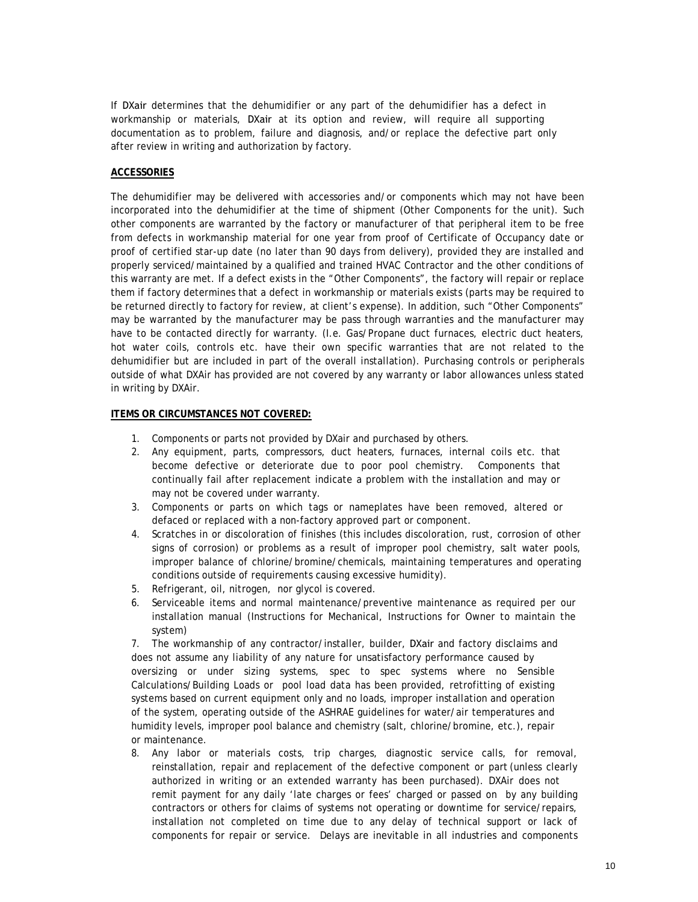If DXair determines that the dehumidifier or any part of the dehumidifier has a defect in workmanship or materials, DXair at its option and review, will require all supporting documentation as to problem, failure and diagnosis, and/or replace the defective part only after review in writing and authorization by factory.

**ACCESSORIES**

The dehumidifier may be delivered with accessories and/or components which may not have been incorporated into the dehumidifier at the time of shipment (Other Components for the unit). Such other components are warranted by the factory or manufacturer of that peripheral item to be free from defects in workmanship material for one year from proof of Certificate of Occupancy date or proof of certified star-up date (no later than 90 days from delivery), provided they are installed and properly serviced/maintained by a qualified and trained HVAC Contractor and the other conditions of this warranty are met. If a defect exists in the "Other Components", the factory will repair or replace them if factory determines that a defect in workmanship or materials exists (parts may be required to be returned directly to factory for review, at client's expense). In addition, such "Other Components" may be warranted by the manufacturer may be pass through warranties and the manufacturer may have to be contacted directly for warranty. (I.e. Gas/Propane duct furnaces, electric duct heaters, hot water coils, controls etc. have their own specific warranties that are not related to the dehumidifier but are included in part of the overall installation). Purchasing controls or peripherals outside of what DXAir has provided are not covered by any warranty or labor allowances unless stated in writing by DXAir.

**ITEMS OR CIRCUMSTANCES NOT COVERED:**

1. Components or parts not provided by DXair and purchased by others.
2. Any equipment, parts, compressors, duct heaters, furnaces, internal coils etc. that become defective or deteriorate due to poor pool chemistry. Components that continually fail after replacement indicate a problem with the installation and may or may not be covered under warranty.
3. Components or parts on which tags or nameplates have been removed, altered or defaced or replaced with a non-factory approved part or component.
4. Scratches in or discoloration of finishes (this includes discoloration, rust, corrosion of other signs of corrosion) or problems as a result of improper pool chemistry, salt water pools, improper balance of chlorine/bromine/chemicals, maintaining temperatures and operating conditions outside of requirements causing excessive humidity).
5. Refrigerant, oil, nitrogen, nor glycol is covered.
6. Serviceable items and normal maintenance/preventive maintenance as required per our installation manual (Instructions for Mechanical, Instructions for Owner to maintain the system)
7. The workmanship of any contractor/installer, builder, DXair and factory disclaims and does not assume any liability of any nature for unsatisfactory performance caused by oversizing or under sizing systems, spec to spec systems where no Sensible Calculations/Building Loads or pool load data has been provided, retrofitting of existing systems based on current equipment only and no loads, improper installation and operation of the system, operating outside of the ASHRAE guidelines for water/air temperatures and humidity levels, improper pool balance and chemistry (salt, chlorine/bromine, etc.), repair or maintenance.
8. Any labor or materials costs, trip charges, diagnostic service calls, for removal, reinstallation, repair and replacement of the defective component or part (unless clearly authorized in writing or an extended warranty has been purchased). DXAir does not remit payment for any daily 'late charges or fees' charged or passed on by any building contractors or others for claims of systems not operating or downtime for service/repairs, installation not completed on time due to any delay of technical support or lack of components for repair or service. Delays are inevitable in all industries and components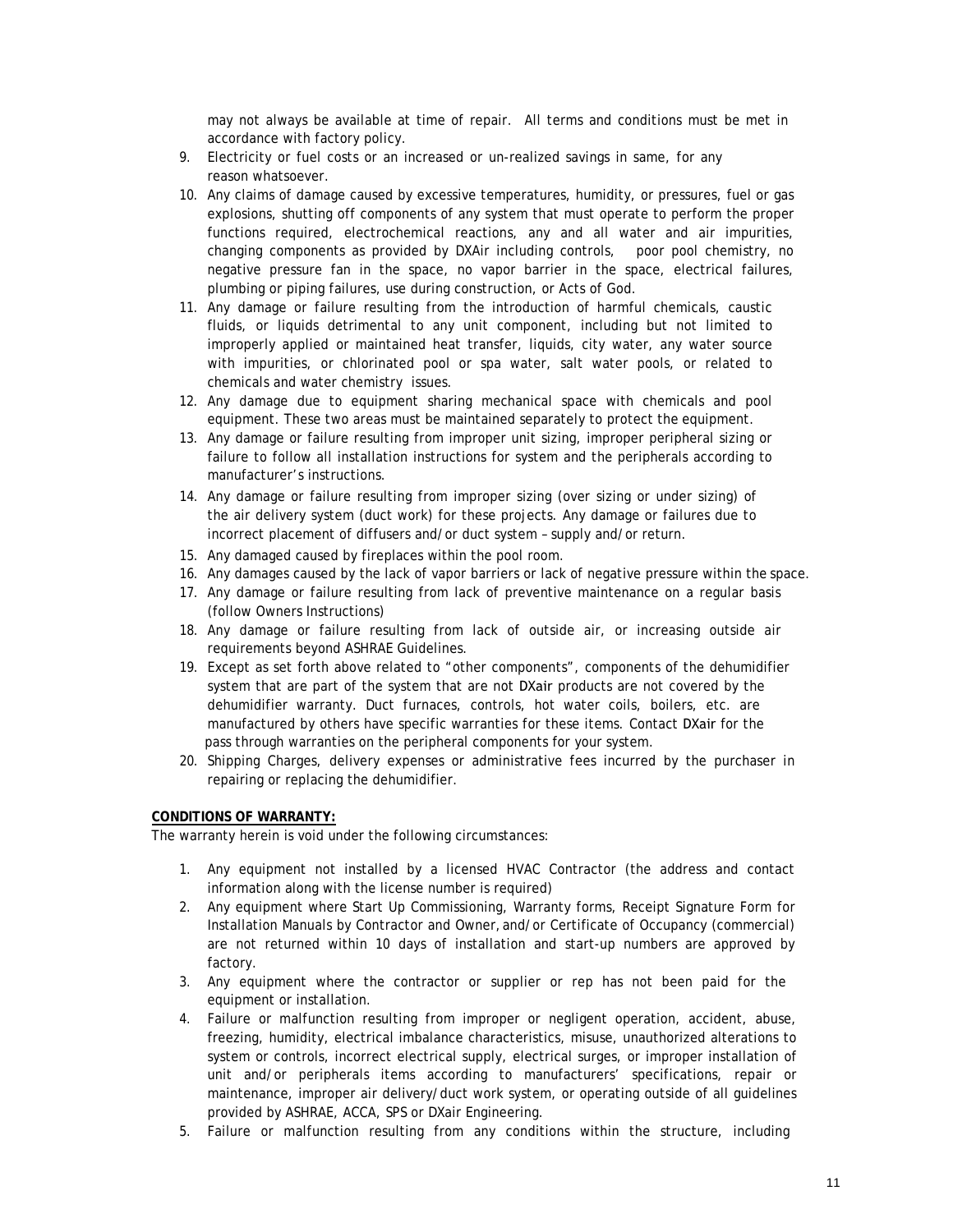may not always be available at time of repair. All terms and conditions must be met in accordance with factory policy.

9. Electricity or fuel costs or an increased or un-realized savings in same, for any reason whatsoever.
10. Any claims of damage caused by excessive temperatures, humidity, or pressures, fuel or gas explosions, shutting off components of any system that must operate to perform the proper functions required, electrochemical reactions, any and all water and air impurities, changing components as provided by DXAir including controls, poor pool chemistry, no negative pressure fan in the space, no vapor barrier in the space, electrical failures, plumbing or piping failures, use during construction, or Acts of God.
11. Any damage or failure resulting from the introduction of harmful chemicals, caustic fluids, or liquids detrimental to any unit component, including but not limited to improperly applied or maintained heat transfer, liquids, city water, any water source with impurities, or chlorinated pool or spa water, salt water pools, or related to chemicals and water chemistry issues.
12. Any damage due to equipment sharing mechanical space with chemicals and pool equipment. These two areas must be maintained separately to protect the equipment.
13. Any damage or failure resulting from improper unit sizing, improper peripheral sizing or failure to follow all installation instructions for system and the peripherals according to manufacturer's instructions.
14. Any damage or failure resulting from improper sizing (over sizing or under sizing) of the air delivery system (duct work) for these projects. Any damage or failures due to incorrect placement of diffusers and/or duct system – supply and/or return.
15. Any damaged caused by fireplaces within the pool room.
16. Any damages caused by the lack of vapor barriers or lack of negative pressure within the space.
17. Any damage or failure resulting from lack of preventive maintenance on a regular basis (follow Owners Instructions)
18. Any damage or failure resulting from lack of outside air, or increasing outside air requirements beyond ASHRAE Guidelines.
19. Except as set forth above related to "other components", components of the dehumidifier system that are part of the system that are not DXair products are not covered by the dehumidifier warranty. Duct furnaces, controls, hot water coils, boilers, etc. are manufactured by others have specific warranties for these items. Contact DXair for the pass through warranties on the peripheral components for your system.
20. Shipping Charges, delivery expenses or administrative fees incurred by the purchaser in repairing or replacing the dehumidifier.

**CONDITIONS OF WARRANTY:**

The warranty herein is void under the following circumstances:

1. Any equipment not installed by a licensed HVAC Contractor (the address and contact information along with the license number is required)
2. Any equipment where Start Up Commissioning, Warranty forms, Receipt Signature Form for Installation Manuals by Contractor and Owner, and/or Certificate of Occupancy (commercial) are not returned within 10 days of installation and start-up numbers are approved by factory.
3. Any equipment where the contractor or supplier or rep has not been paid for the equipment or installation.
4. Failure or malfunction resulting from improper or negligent operation, accident, abuse, freezing, humidity, electrical imbalance characteristics, misuse, unauthorized alterations to system or controls, incorrect electrical supply, electrical surges, or improper installation of unit and/or peripherals items according to manufacturers' specifications, repair or maintenance, improper air delivery/duct work system, or operating outside of all guidelines provided by ASHRAE, ACCA, SPS or DXair Engineering.
5. Failure or malfunction resulting from any conditions within the structure, including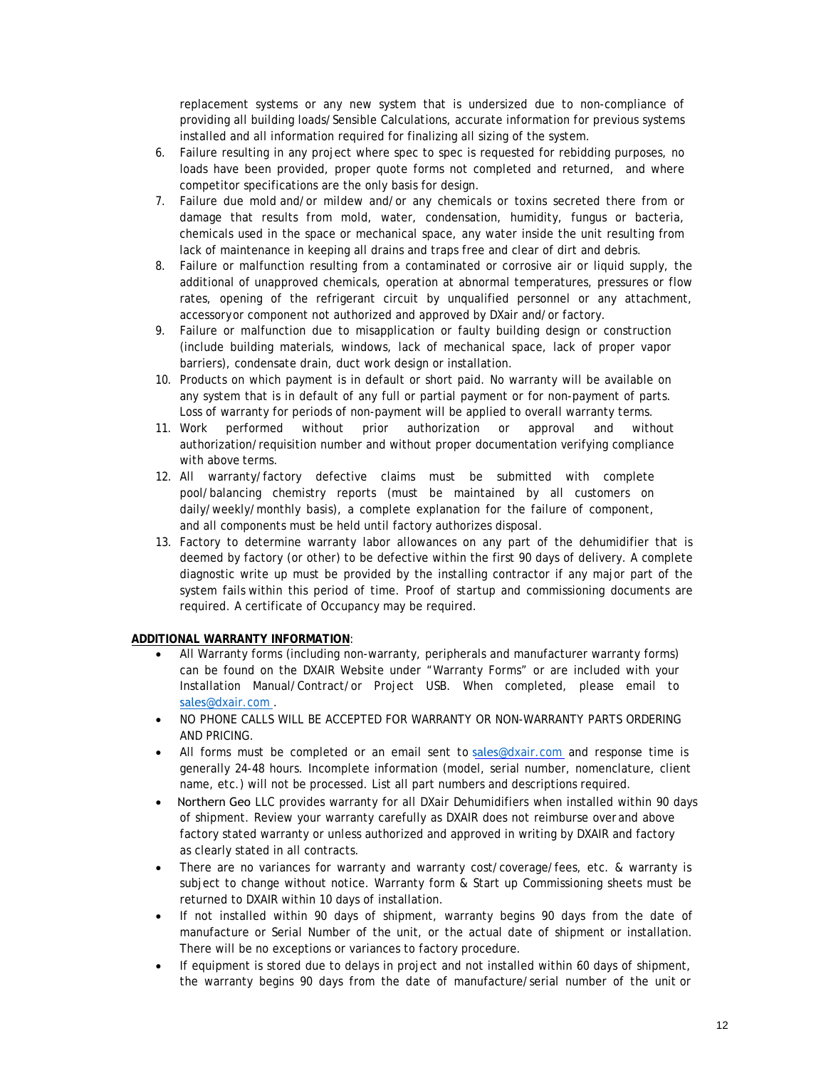replacement systems or any new system that is undersized due to non-compliance of providing all building loads/Sensible Calculations, accurate information for previous systems installed and all information required for finalizing all sizing of the system.

6. Failure resulting in any project where spec to spec is requested for rebidding purposes, no loads have been provided, proper quote forms not completed and returned, and where competitor specifications are the only basis for design.
7. Failure due mold and/or mildew and/or any chemicals or toxins secreted there from or damage that results from mold, water, condensation, humidity, fungus or bacteria, chemicals used in the space or mechanical space, any water inside the unit resulting from lack of maintenance in keeping all drains and traps free and clear of dirt and debris.
8. Failure or malfunction resulting from a contaminated or corrosive air or liquid supply, the additional of unapproved chemicals, operation at abnormal temperatures, pressures or flow rates, opening of the refrigerant circuit by unqualified personnel or any attachment, accessory or component not authorized and approved by DXair and/or factory.
9. Failure or malfunction due to misapplication or faulty building design or construction (include building materials, windows, lack of mechanical space, lack of proper vapor barriers), condensate drain, duct work design or installation.
10. Products on which payment is in default or short paid. No warranty will be available on any system that is in default of any full or partial payment or for non-payment of parts. Loss of warranty for periods of non-payment will be applied to overall warranty terms.
11. Work performed without prior authorization or approval and without authorization/requisition number and without proper documentation verifying compliance with above terms.
12. All warranty/factory defective claims must be submitted with complete pool/balancing chemistry reports (must be maintained by all customers on daily/weekly/monthly basis), a complete explanation for the failure of component, and all components must be held until factory authorizes disposal.
13. Factory to determine warranty labor allowances on any part of the dehumidifier that is deemed by factory (or other) to be defective within the first 90 days of delivery. A complete diagnostic write up must be provided by the installing contractor if any major part of the system fails within this period of time. Proof of startup and commissioning documents are required. A certificate of Occupancy may be required.

**ADDITIONAL WARRANTY INFORMATION**:

- All Warranty forms (including non-warranty, peripherals and manufacturer warranty forms) can be found on the DXAIR Website under "Warranty Forms" or are included with your Installation Manual/Contract/or Project USB. When completed, please email to sales@dxair.com .
- NO PHONE CALLS WILL BE ACCEPTED FOR WARRANTY OR NON-WARRANTY PARTS ORDERING AND PRICING.
- All forms must be completed or an email sent to sales@dxair.com and response time is generally 24-48 hours. Incomplete information (model, serial number, nomenclature, client name, etc.) will not be processed. List all part numbers and descriptions required.
- Northern Geo LLC provides warranty for all DXair Dehumidifiers when installed within 90 days of shipment. Review your warranty carefully as DXAIR does not reimburse over and above factory stated warranty or unless authorized and approved in writing by DXAIR and factory as clearly stated in all contracts.
- There are no variances for warranty and warranty cost/coverage/fees, etc. & warranty is subject to change without notice. Warranty form & Start up Commissioning sheets must be returned to DXAIR within 10 days of installation.
- If not installed within 90 days of shipment, warranty begins 90 days from the date of manufacture or Serial Number of the unit, or the actual date of shipment or installation. There will be no exceptions or variances to factory procedure.
- If equipment is stored due to delays in project and not installed within 60 days of shipment, the warranty begins 90 days from the date of manufacture/serial number of the unit or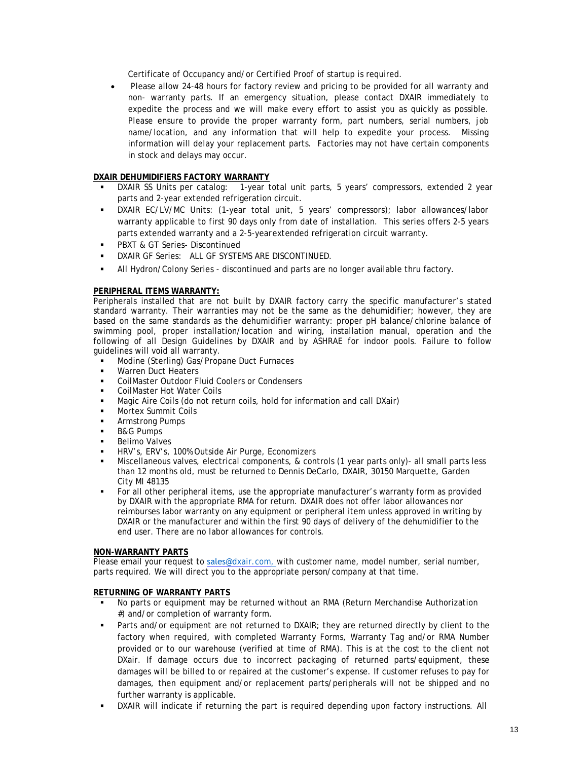Certificate of Occupancy and/or Certified Proof of startup is required.

- Please allow 24-48 hours for factory review and pricing to be provided for all warranty and non- warranty parts. If an emergency situation, please contact DXAIR immediately to expedite the process and we will make every effort to assist you as quickly as possible. Please ensure to provide the proper warranty form, part numbers, serial numbers, job name/location, and any information that will help to expedite your process. Missing information will delay your replacement parts. Factories may not have certain components in stock and delays may occur.

**DXAIR DEHUMIDIFIERS FACTORY WARRANTY**

- DXAIR SS Units per catalog: 1-year total unit parts, 5 years' compressors, extended 2 year parts and 2-year extended refrigeration circuit.
- DXAIR EC/LV/MC Units: (1-year total unit, 5 years' compressors); labor allowances/labor warranty applicable to first 90 days only from date of installation. This series offers 2-5 years parts extended warranty and a 2-5-yearextended refrigeration circuit warranty.
- PBXT & GT Series- Discontinued
- DXAIR GF Series: ALL GF SYSTEMS ARE DISCONTINUED.
- All Hydron/Colony Series - discontinued and parts are no longer available thru factory.

**PERIPHERAL ITEMS WARRANTY:**

Peripherals installed that are not built by DXAIR factory carry the specific manufacturer's stated standard warranty. Their warranties may not be the same as the dehumidifier; however, they are based on the same standards as the dehumidifier warranty: proper pH balance/chlorine balance of swimming pool, proper installation/location and wiring, installation manual, operation and the following of all Design Guidelines by DXAIR and by ASHRAE for indoor pools. Failure to follow guidelines will void all warranty.

- Modine (Sterling) Gas/Propane Duct Furnaces
- Warren Duct Heaters
- CoilMaster Outdoor Fluid Coolers or Condensers
- CoilMaster Hot Water Coils
- Magic Aire Coils (do not return coils, hold for information and call DXair)
- Mortex Summit Coils
- Armstrong Pumps
- B&G Pumps
- Belimo Valves
- HRV's, ERV's, 100% Outside Air Purge, Economizers
- Miscellaneous valves, electrical components, & controls (1 year parts only)- all small parts less than 12 months old, must be returned to Dennis DeCarlo, DXAIR, 30150 Marquette, Garden City MI 48135
- For all other peripheral items, use the appropriate manufacturer's warranty form as provided by DXAIR with the appropriate RMA for return. DXAIR does not offer labor allowances nor reimburses labor warranty on any equipment or peripheral item unless approved in writing by DXAIR or the manufacturer and within the first 90 days of delivery of the dehumidifier to the end user. There are no labor allowances for controls.

**NON-WARRANTY PARTS**

Please email your request to sales@dxair.com, with customer name, model number, serial number, parts required. We will direct you to the appropriate person/company at that time.

**RETURNING OF WARRANTY PARTS**

- No parts or equipment may be returned without an RMA (Return Merchandise Authorization #) and/or completion of warranty form.
- Parts and/or equipment are not returned to DXAIR; they are returned directly by client to the factory when required, with completed Warranty Forms, Warranty Tag and/or RMA Number provided or to our warehouse (verified at time of RMA). This is at the cost to the client not DXair. If damage occurs due to incorrect packaging of returned parts/equipment, these damages will be billed to or repaired at the customer's expense. If customer refuses to pay for damages, then equipment and/or replacement parts/peripherals will not be shipped and no further warranty is applicable.
- DXAIR will indicate if returning the part is required depending upon factory instructions. All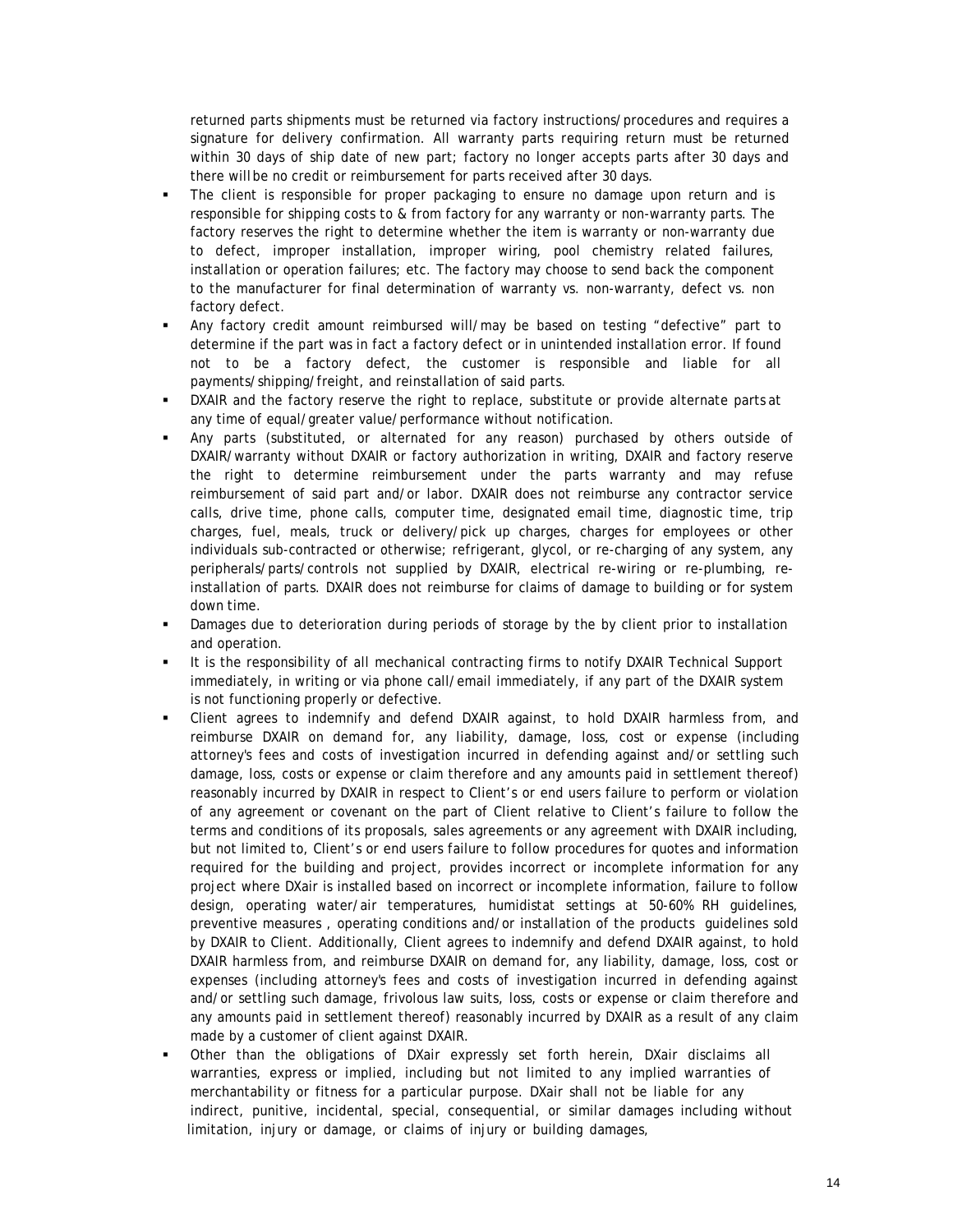returned parts shipments must be returned via factory instructions/procedures and requires a signature for delivery confirmation. All warranty parts requiring return must be returned within 30 days of ship date of new part; factory no longer accepts parts after 30 days and there will be no credit or reimbursement for parts received after 30 days.

- The client is responsible for proper packaging to ensure no damage upon return and is responsible for shipping costs to & from factory for any warranty or non-warranty parts. The factory reserves the right to determine whether the item is warranty or non-warranty due to defect, improper installation, improper wiring, pool chemistry related failures, installation or operation failures; etc. The factory may choose to send back the component to the manufacturer for final determination of warranty vs. non-warranty, defect vs. non factory defect.
- Any factory credit amount reimbursed will/may be based on testing "defective" part to determine if the part was in fact a factory defect or in unintended installation error. If found not to be a factory defect, the customer is responsible and liable for all payments/shipping/freight, and reinstallation of said parts.
- DXAIR and the factory reserve the right to replace, substitute or provide alternate parts at any time of equal/greater value/performance without notification.
- Any parts (substituted, or alternated for any reason) purchased by others outside of DXAIR/warranty without DXAIR or factory authorization in writing, DXAIR and factory reserve the right to determine reimbursement under the parts warranty and may refuse reimbursement of said part and/or labor. DXAIR does not reimburse any contractor service calls, drive time, phone calls, computer time, designated email time, diagnostic time, trip charges, fuel, meals, truck or delivery/pick up charges, charges for employees or other individuals sub-contracted or otherwise; refrigerant, glycol, or re-charging of any system, any peripherals/parts/controls not supplied by DXAIR, electrical re-wiring or re-plumbing, re-installation of parts. DXAIR does not reimburse for claims of damage to building or for system down time.
- Damages due to deterioration during periods of storage by the by client prior to installation and operation.
- It is the responsibility of all mechanical contracting firms to notify DXAIR Technical Support immediately, in writing or via phone call/email immediately, if any part of the DXAIR system is not functioning properly or defective.
- Client agrees to indemnify and defend DXAIR against, to hold DXAIR harmless from, and reimburse DXAIR on demand for, any liability, damage, loss, cost or expense (including attorney's fees and costs of investigation incurred in defending against and/or settling such damage, loss, costs or expense or claim therefore and any amounts paid in settlement thereof) reasonably incurred by DXAIR in respect to Client's or end users failure to perform or violation of any agreement or covenant on the part of Client relative to Client's failure to follow the terms and conditions of its proposals, sales agreements or any agreement with DXAIR including, but not limited to, Client's or end users failure to follow procedures for quotes and information required for the building and project, provides incorrect or incomplete information for any project where DXair is installed based on incorrect or incomplete information, failure to follow design, operating water/air temperatures, humidistat settings at 50-60% RH guidelines, preventive measures , operating conditions and/or installation of the products guidelines sold by DXAIR to Client. Additionally, Client agrees to indemnify and defend DXAIR against, to hold DXAIR harmless from, and reimburse DXAIR on demand for, any liability, damage, loss, cost or expenses (including attorney's fees and costs of investigation incurred in defending against and/or settling such damage, frivolous law suits, loss, costs or expense or claim therefore and any amounts paid in settlement thereof) reasonably incurred by DXAIR as a result of any claim made by a customer of client against DXAIR.
- Other than the obligations of DXair expressly set forth herein, DXair disclaims all warranties, express or implied, including but not limited to any implied warranties of merchantability or fitness for a particular purpose. DXair shall not be liable for any indirect, punitive, incidental, special, consequential, or similar damages including without limitation, injury or damage, or claims of injury or building damages,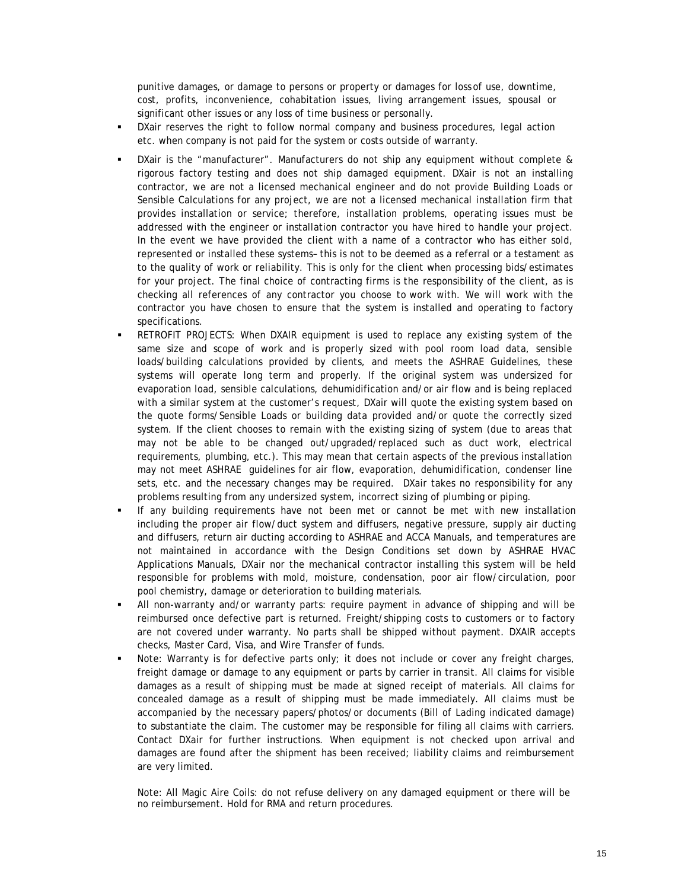punitive damages, or damage to persons or property or damages for loss of use, downtime, cost, profits, inconvenience, cohabitation issues, living arrangement issues, spousal or significant other issues or any loss of time business or personally.

- DXair reserves the right to follow normal company and business procedures, legal action etc. when company is not paid for the system or costs outside of warranty.
- DXair is the "manufacturer". Manufacturers do not ship any equipment without complete & rigorous factory testing and does not ship damaged equipment. DXair is not an installing contractor, we are not a licensed mechanical engineer and do not provide Building Loads or Sensible Calculations for any project, we are not a licensed mechanical installation firm that provides installation or service; therefore, installation problems, operating issues must be addressed with the engineer or installation contractor you have hired to handle your project. In the event we have provided the client with a name of a contractor who has either sold, represented or installed these systems– this is not to be deemed as a referral or a testament as to the quality of work or reliability. This is only for the client when processing bids/estimates for your project. The final choice of contracting firms is the responsibility of the client, as is checking all references of any contractor you choose to work with. We will work with the contractor you have chosen to ensure that the system is installed and operating to factory specifications.
- RETROFIT PROJECTS: When DXAIR equipment is used to replace any existing system of the same size and scope of work and is properly sized with pool room load data, sensible loads/building calculations provided by clients, and meets the ASHRAE Guidelines, these systems will operate long term and properly. If the original system was undersized for evaporation load, sensible calculations, dehumidification and/or air flow and is being replaced with a similar system at the customer's request, DXair will quote the existing system based on the quote forms/Sensible Loads or building data provided and/or quote the correctly sized system. If the client chooses to remain with the existing sizing of system (due to areas that may not be able to be changed out/upgraded/replaced such as duct work, electrical requirements, plumbing, etc.). This may mean that certain aspects of the previous installation may not meet ASHRAE guidelines for air flow, evaporation, dehumidification, condenser line sets, etc. and the necessary changes may be required. DXair takes no responsibility for any problems resulting from any undersized system, incorrect sizing of plumbing or piping.
- If any building requirements have not been met or cannot be met with new installation including the proper air flow/duct system and diffusers, negative pressure, supply air ducting and diffusers, return air ducting according to ASHRAE and ACCA Manuals, and temperatures are not maintained in accordance with the Design Conditions set down by ASHRAE HVAC Applications Manuals, DXair nor the mechanical contractor installing this system will be held responsible for problems with mold, moisture, condensation, poor air flow/circulation, poor pool chemistry, damage or deterioration to building materials.
- All non-warranty and/or warranty parts: require payment in advance of shipping and will be reimbursed once defective part is returned. Freight/shipping costs to customers or to factory are not covered under warranty. No parts shall be shipped without payment. DXAIR accepts checks, Master Card, Visa, and Wire Transfer of funds.
- Note: Warranty is for defective parts only; it does not include or cover any freight charges, freight damage or damage to any equipment or parts by carrier in transit. All claims for visible damages as a result of shipping must be made at signed receipt of materials. All claims for concealed damage as a result of shipping must be made immediately. All claims must be accompanied by the necessary papers/photos/or documents (Bill of Lading indicated damage) to substantiate the claim. The customer may be responsible for filing all claims with carriers. Contact DXair for further instructions. When equipment is not checked upon arrival and damages are found after the shipment has been received; liability claims and reimbursement are very limited.

Note: All Magic Aire Coils: do not refuse delivery on any damaged equipment or there will be no reimbursement. Hold for RMA and return procedures.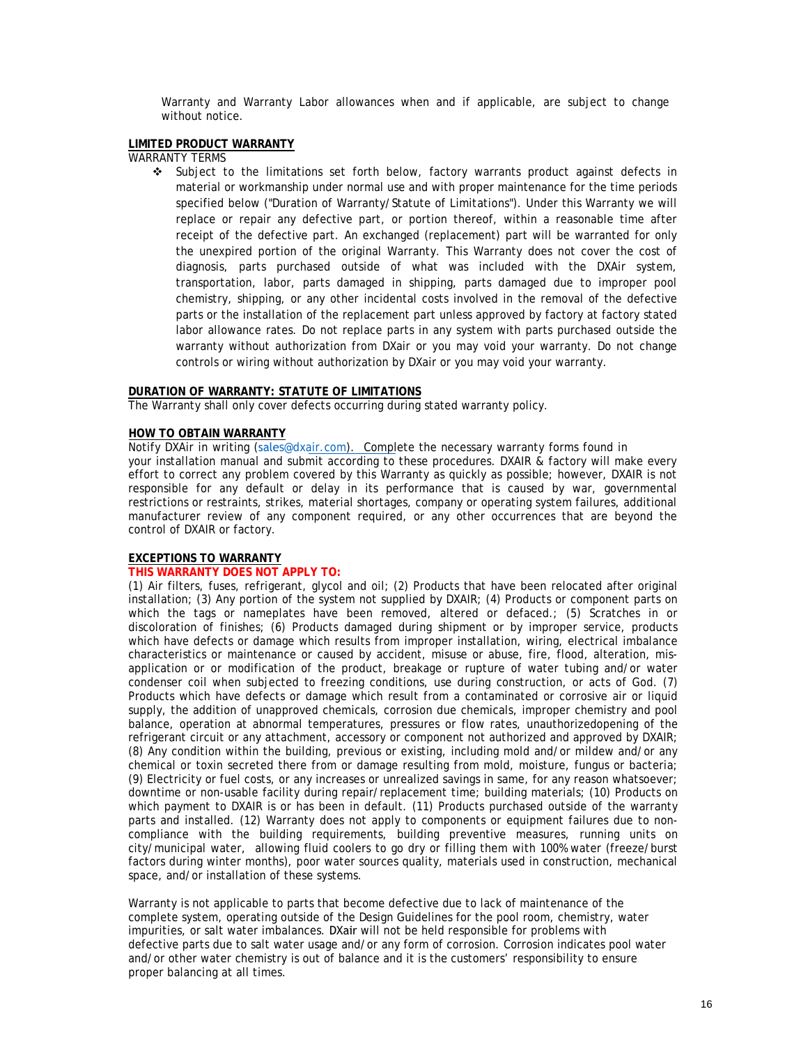Warranty and Warranty Labor allowances when and if applicable, are subject to change without notice.

**LIMITED PRODUCT WARRANTY**

WARRANTY TERMS

- Subject to the limitations set forth below, factory warrants product against defects in material or workmanship under normal use and with proper maintenance for the time periods specified below ("Duration of Warranty/Statute of Limitations"). Under this Warranty we will replace or repair any defective part, or portion thereof, within a reasonable time after receipt of the defective part. An exchanged (replacement) part will be warranted for only the unexpired portion of the original Warranty. This Warranty does not cover the cost of diagnosis, parts purchased outside of what was included with the DXAir system, transportation, labor, parts damaged in shipping, parts damaged due to improper pool chemistry, shipping, or any other incidental costs involved in the removal of the defective parts or the installation of the replacement part unless approved by factory at factory stated labor allowance rates. Do not replace parts in any system with parts purchased outside the warranty without authorization from DXair or you may void your warranty. Do not change controls or wiring without authorization by DXair or you may void your warranty.

**DURATION OF WARRANTY: STATUTE OF LIMITATIONS**

The Warranty shall only cover defects occurring during stated warranty policy.

**HOW TO OBTAIN WARRANTY**

Notify DXAir in writing (sales@dxair.com). Complete the necessary warranty forms found in your installation manual and submit according to these procedures. DXAIR & factory will make every effort to correct any problem covered by this Warranty as quickly as possible; however, DXAIR is not responsible for any default or delay in its performance that is caused by war, governmental restrictions or restraints, strikes, material shortages, company or operating system failures, additional manufacturer review of any component required, or any other occurrences that are beyond the control of DXAIR or factory.

**EXCEPTIONS TO WARRANTY**

**THIS WARRANTY DOES NOT APPLY TO:**

(1) Air filters, fuses, refrigerant, glycol and oil; (2) Products that have been relocated after original installation; (3) Any portion of the system not supplied by DXAIR; (4) Products or component parts on which the tags or nameplates have been removed, altered or defaced.; (5) Scratches in or discoloration of finishes; (6) Products damaged during shipment or by improper service, products which have defects or damage which results from improper installation, wiring, electrical imbalance characteristics or maintenance or caused by accident, misuse or abuse, fire, flood, alteration, mis-application or or modification of the product, breakage or rupture of water tubing and/or water condenser coil when subjected to freezing conditions, use during construction, or acts of God. (7) Products which have defects or damage which result from a contaminated or corrosive air or liquid supply, the addition of unapproved chemicals, corrosion due chemicals, improper chemistry and pool balance, operation at abnormal temperatures, pressures or flow rates, unauthorizedopening of the refrigerant circuit or any attachment, accessory or component not authorized and approved by DXAIR; (8) Any condition within the building, previous or existing, including mold and/or mildew and/or any chemical or toxin secreted there from or damage resulting from mold, moisture, fungus or bacteria; (9) Electricity or fuel costs, or any increases or unrealized savings in same, for any reason whatsoever; downtime or non-usable facility during repair/replacement time; building materials; (10) Products on which payment to DXAIR is or has been in default. (11) Products purchased outside of the warranty parts and installed. (12) Warranty does not apply to components or equipment failures due to non-compliance with the building requirements, building preventive measures, running units on city/municipal water, allowing fluid coolers to go dry or filling them with 100% water (freeze/burst factors during winter months), poor water sources quality, materials used in construction, mechanical space, and/or installation of these systems.

Warranty is not applicable to parts that become defective due to lack of maintenance of the complete system, operating outside of the Design Guidelines for the pool room, chemistry, water impurities, or salt water imbalances. DXair will not be held responsible for problems with defective parts due to salt water usage and/or any form of corrosion. Corrosion indicates pool water and/or other water chemistry is out of balance and it is the customers' responsibility to ensure proper balancing at all times.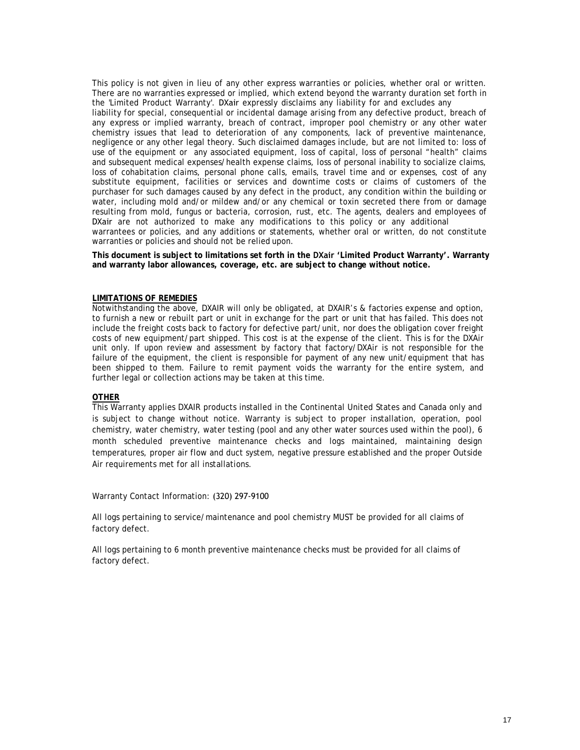This policy is not given in lieu of any other express warranties or policies, whether oral or written. There are no warranties expressed or implied, which extend beyond the warranty duration set forth in the 'Limited Product Warranty'. DXair expressly disclaims any liability for and excludes any liability for special, consequential or incidental damage arising from any defective product, breach of any express or implied warranty, breach of contract, improper pool chemistry or any other water chemistry issues that lead to deterioration of any components, lack of preventive maintenance, negligence or any other legal theory. Such disclaimed damages include, but are not limited to: loss of use of the equipment or any associated equipment, loss of capital, loss of personal "health" claims and subsequent medical expenses/health expense claims, loss of personal inability to socialize claims, loss of cohabitation claims, personal phone calls, emails, travel time and or expenses, cost of any substitute equipment, facilities or services and downtime costs or claims of customers of the purchaser for such damages caused by any defect in the product, any condition within the building or water, including mold and/or mildew and/or any chemical or toxin secreted there from or damage resulting from mold, fungus or bacteria, corrosion, rust, etc. The agents, dealers and employees of DXair are not authorized to make any modifications to this policy or any additional warrantees or policies, and any additions or statements, whether oral or written, do not constitute warranties or policies and should not be relied upon.

**This document is subject to limitations set forth in the DXair 'Limited Product Warranty'. Warranty and warranty labor allowances, coverage, etc. are subject to change without notice.**

**LIMITATIONS OF REMEDIES**

Notwithstanding the above, DXAIR will only be obligated, at DXAIR's & factories expense and option, to furnish a new or rebuilt part or unit in exchange for the part or unit that has failed. This does not include the freight costs back to factory for defective part/unit, nor does the obligation cover freight costs of new equipment/part shipped. This cost is at the expense of the client. This is for the DXAir unit only. If upon review and assessment by factory that factory/DXAir is not responsible for the failure of the equipment, the client is responsible for payment of any new unit/equipment that has been shipped to them. Failure to remit payment voids the warranty for the entire system, and further legal or collection actions may be taken at this time.

**OTHER**

This Warranty applies DXAIR products installed in the Continental United States and Canada only and is subject to change without notice. Warranty is subject to proper installation, operation, pool chemistry, water chemistry, water testing (pool and any other water sources used within the pool), 6 month scheduled preventive maintenance checks and logs maintained, maintaining design temperatures, proper air flow and duct system, negative pressure established and the proper Outside Air requirements met for all installations.

Warranty Contact Information: (320) 297-9100

All logs pertaining to service/maintenance and pool chemistry MUST be provided for all claims of factory defect.

All logs pertaining to 6 month preventive maintenance checks must be provided for all claims of factory defect.